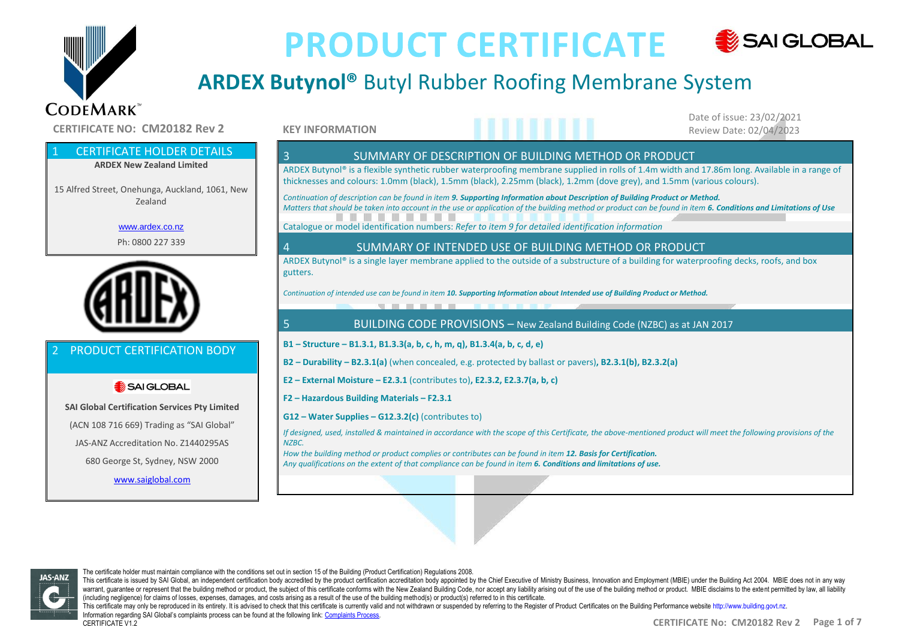# PRODUCT CERTIFICATE

## ARDEX Butynol® Butyl Rubber Roofing Membrane System

**CERTIFICATE NO: CM20182 Rev 2**

**KEY INFORMATION**

Date of issue: 23/02/2021
Review Date: 02/04/2023

## 1 CERTIFICATE HOLDER DETAILS

**ARDEX New Zealand Limited**

15 Alfred Street, Onehunga, Auckland, 1061, New Zealand

www.ardex.co.nz

Ph: 0800 227 339

## 2 PRODUCT CERTIFICATION BODY

**SAI Global Certification Services Pty Limited**

(ACN 108 716 669) Trading as "SAI Global"

JAS-ANZ Accreditation No. Z1440295AS

680 George St, Sydney, NSW 2000

www.saiglobal.com

## 3 SUMMARY OF DESCRIPTION OF BUILDING METHOD OR PRODUCT

ARDEX Butynol® is a flexible synthetic rubber waterproofing membrane supplied in rolls of 1.4m width and 17.86m long. Available in a range of thicknesses and colours: 1.0mm (black), 1.5mm (black), 2.25mm (black), 1.2mm (dove grey), and 1.5mm (various colours).

*Continuation of description can be found in item **9. Supporting Information about Description of Building Product or Method.***
*Matters that should be taken into account in the use or application of the building method or product can be found in item **6. Conditions and Limitations of Use***

Catalogue or model identification numbers: *Refer to item 9 for detailed identification information*

## 4 SUMMARY OF INTENDED USE OF BUILDING METHOD OR PRODUCT

ARDEX Butynol® is a single layer membrane applied to the outside of a substructure of a building for waterproofing decks, roofs, and box gutters.

*Continuation of intended use can be found in item **10. Supporting Information about Intended use of Building Product or Method.***

## 5 BUILDING CODE PROVISIONS – New Zealand Building Code (NZBC) as at JAN 2017

**B1 – Structure – B1.3.1, B1.3.3(a, b, c, h, m, q), B1.3.4(a, b, c, d, e)**

**B2 – Durability – B2.3.1(a)** (when concealed, e.g. protected by ballast or pavers)**, B2.3.1(b), B2.3.2(a)**

**E2 – External Moisture – E2.3.1** (contributes to)**, E2.3.2, E2.3.7(a, b, c)**

**F2 – Hazardous Building Materials – F2.3.1**

**G12 – Water Supplies – G12.3.2(c)** (contributes to)

*If designed, used, installed & maintained in accordance with the scope of this Certificate, the above-mentioned product will meet the following provisions of the NZBC.*
*How the building method or product complies or contributes can be found in item **12. Basis for Certification.***
*Any qualifications on the extent of that compliance can be found in item **6. Conditions and limitations of use.***

The certificate holder must maintain compliance with the conditions set out in section 15 of the Building (Product Certification) Regulations 2008.
This certificate is issued by SAI Global, an independent certification body accredited by the product certification accreditation body appointed by the Chief Executive of Ministry Business, Innovation and Employment (MBIE) under the Building Act 2004. MBIE does not in any way warrant, guarantee or represent that the building method or product, the subject of this certificate conforms with the New Zealand Building Code, nor accept any liability arising out of the use of the building method or product. MBIE disclaims to the extent permitted by law, all liability (including negligence) for claims of losses, expenses, damages, and costs arising as a result of the use of the building method(s) or product(s) referred to in this certificate.
This certificate may only be reproduced in its entirety. It is advised to check that this certificate is currently valid and not withdrawn or suspended by referring to the Register of Product Certificates on the Building Performance website http://www.building.govt.nz.
Information regarding SAI Global's complaints process can be found at the following link: Complaints Process.
CERTIFICATE V1.2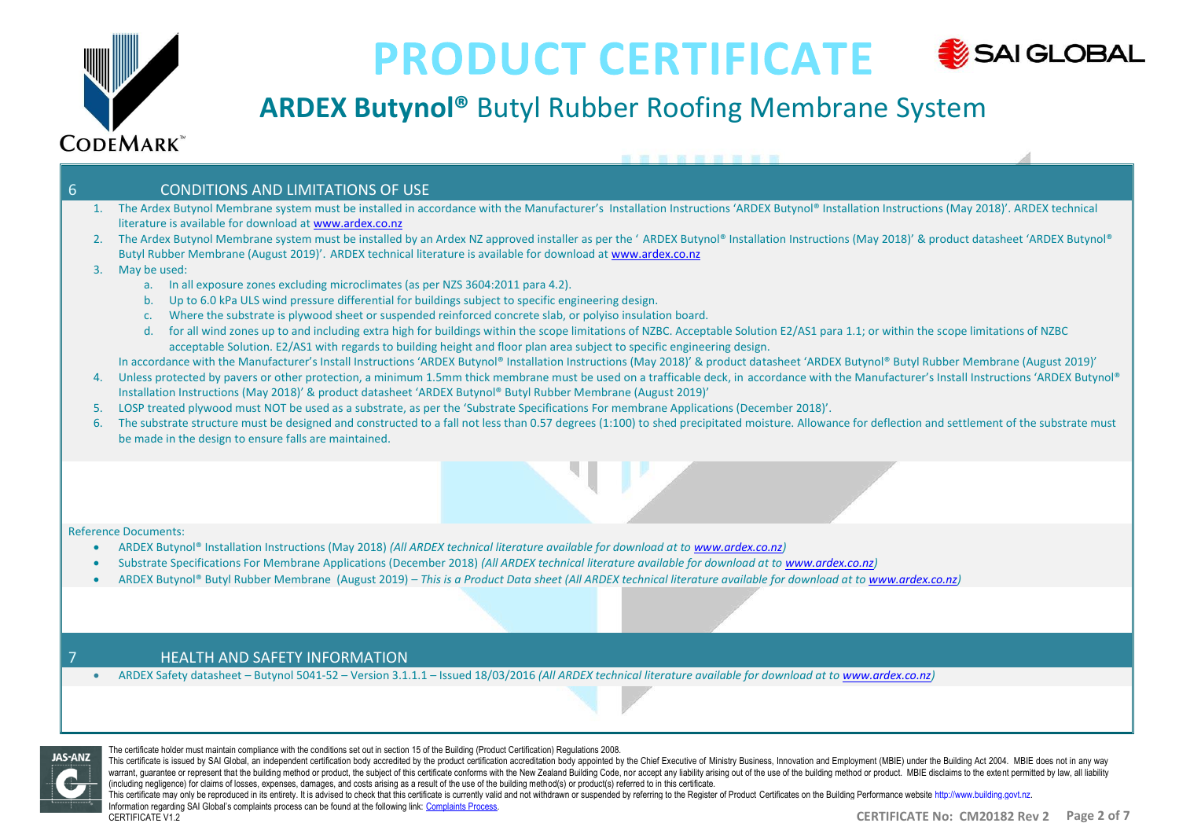# PRODUCT CERTIFICATE

## ARDEX Butynol® Butyl Rubber Roofing Membrane System

## 6 CONDITIONS AND LIMITATIONS OF USE

1. The Ardex Butynol Membrane system must be installed in accordance with the Manufacturer's Installation Instructions 'ARDEX Butynol® Installation Instructions (May 2018)'. ARDEX technical literature is available for download at www.ardex.co.nz
2. The Ardex Butynol Membrane system must be installed by an Ardex NZ approved installer as per the ' ARDEX Butynol® Installation Instructions (May 2018)' & product datasheet 'ARDEX Butynol® Butyl Rubber Membrane (August 2019)'. ARDEX technical literature is available for download at www.ardex.co.nz
3. May be used:
   a. In all exposure zones excluding microclimates (as per NZS 3604:2011 para 4.2).
   b. Up to 6.0 kPa ULS wind pressure differential for buildings subject to specific engineering design.
   c. Where the substrate is plywood sheet or suspended reinforced concrete slab, or polyiso insulation board.
   d. for all wind zones up to and including extra high for buildings within the scope limitations of NZBC. Acceptable Solution E2/AS1 para 1.1; or within the scope limitations of NZBC acceptable Solution. E2/AS1 with regards to building height and floor plan area subject to specific engineering design.

   In accordance with the Manufacturer's Install Instructions 'ARDEX Butynol® Installation Instructions (May 2018)' & product datasheet 'ARDEX Butynol® Butyl Rubber Membrane (August 2019)'
4. Unless protected by pavers or other protection, a minimum 1.5mm thick membrane must be used on a trafficable deck, in accordance with the Manufacturer's Install Instructions 'ARDEX Butynol® Installation Instructions (May 2018)' & product datasheet 'ARDEX Butynol® Butyl Rubber Membrane (August 2019)'
5. LOSP treated plywood must NOT be used as a substrate, as per the 'Substrate Specifications For membrane Applications (December 2018)'.
6. The substrate structure must be designed and constructed to a fall not less than 0.57 degrees (1:100) to shed precipitated moisture. Allowance for deflection and settlement of the substrate must be made in the design to ensure falls are maintained.

Reference Documents:

- ARDEX Butynol® Installation Instructions (May 2018) *(All ARDEX technical literature available for download at to www.ardex.co.nz)*
- Substrate Specifications For Membrane Applications (December 2018) *(All ARDEX technical literature available for download at to www.ardex.co.nz)*
- ARDEX Butynol® Butyl Rubber Membrane (August 2019) – *This is a Product Data sheet (All ARDEX technical literature available for download at to www.ardex.co.nz)*

## 7 HEALTH AND SAFETY INFORMATION

- ARDEX Safety datasheet – Butynol 5041-52 – Version 3.1.1.1 – Issued 18/03/2016 *(All ARDEX technical literature available for download at to www.ardex.co.nz)*

The certificate holder must maintain compliance with the conditions set out in section 15 of the Building (Product Certification) Regulations 2008.

This certificate is issued by SAI Global, an independent certification body accredited by the product certification accreditation body appointed by the Chief Executive of Ministry Business, Innovation and Employment (MBIE) under the Building Act 2004. MBIE does not in any way warrant, guarantee or represent that the building method or product, the subject of this certificate conforms with the New Zealand Building Code, nor accept any liability arising out of the use of the building method or product. MBIE disclaims to the extent permitted by law, all liability (including negligence) for claims of losses, expenses, damages, and costs arising as a result of the use of the building method(s) or product(s) referred to in this certificate.

This certificate may only be reproduced in its entirety. It is advised to check that this certificate is currently valid and not withdrawn or suspended by referring to the Register of Product Certificates on the Building Performance website http://www.building.govt.nz.

Information regarding SAI Global's complaints process can be found at the following link: Complaints Process.

CERTIFICATE V1.2

CERTIFICATE No: CM20182 Rev 2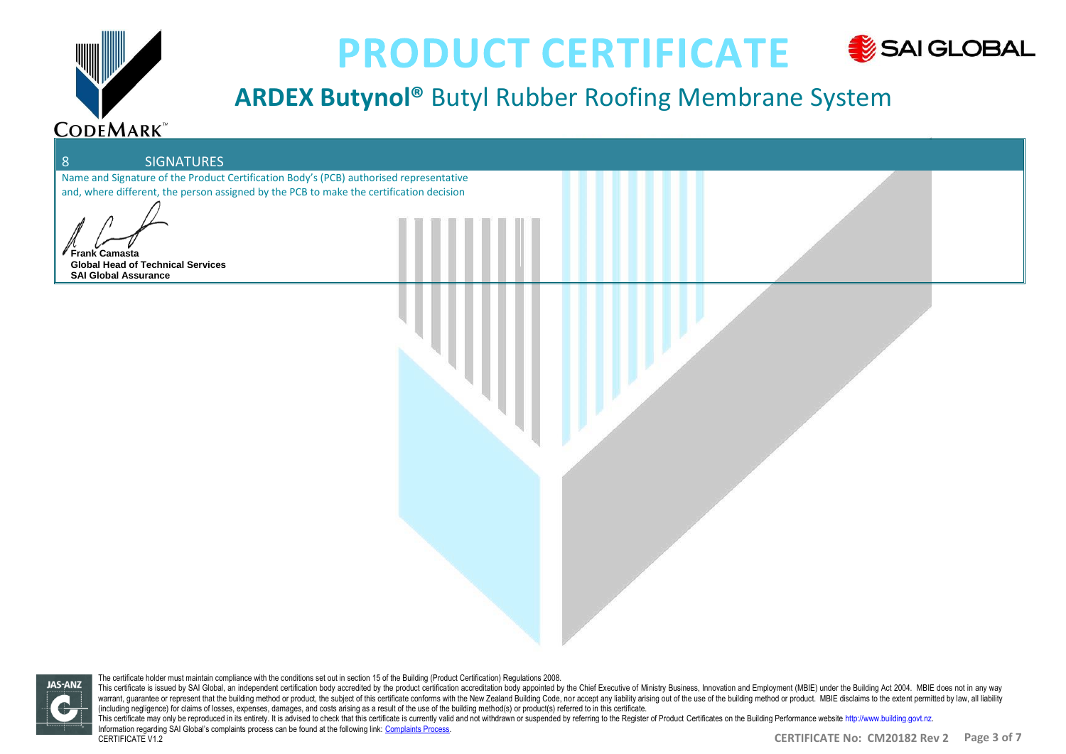# PRODUCT CERTIFICATE

## ARDEX Butynol® Butyl Rubber Roofing Membrane System

## 8 SIGNATURES

Name and Signature of the Product Certification Body's (PCB) authorised representative and, where different, the person assigned by the PCB to make the certification decision

**Frank Camasta**
**Global Head of Technical Services**
**SAI Global Assurance**

The certificate holder must maintain compliance with the conditions set out in section 15 of the Building (Product Certification) Regulations 2008.

This certificate is issued by SAI Global, an independent certification body accredited by the product certification accreditation body appointed by the Chief Executive of Ministry Business, Innovation and Employment (MBIE) under the Building Act 2004. MBIE does not in any way warrant, guarantee or represent that the building method or product, the subject of this certificate conforms with the New Zealand Building Code, nor accept any liability arising out of the use of the building method or product. MBIE disclaims to the extent permitted by law, all liability (including negligence) for claims of losses, expenses, damages, and costs arising as a result of the use of the building method(s) or product(s) referred to in this certificate.

This certificate may only be reproduced in its entirety. It is advised to check that this certificate is currently valid and not withdrawn or suspended by referring to the Register of Product Certificates on the Building Performance website http://www.building.govt.nz.

Information regarding SAI Global's complaints process can be found at the following link: Complaints Process.

CERTIFICATE V1.2

CERTIFICATE No: CM20182 Rev 2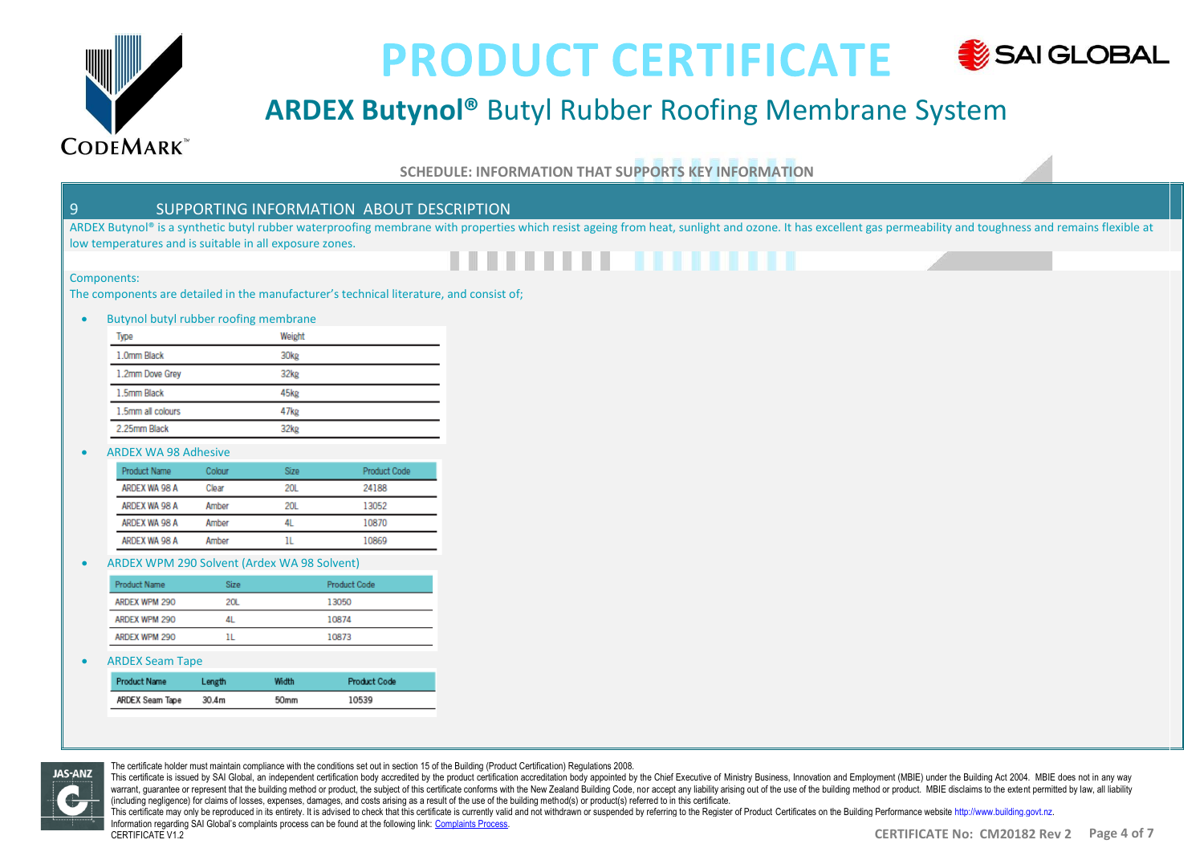# PRODUCT CERTIFICATE

## ARDEX Butynol® Butyl Rubber Roofing Membrane System

SCHEDULE: INFORMATION THAT SUPPORTS KEY INFORMATION

### 9 SUPPORTING INFORMATION ABOUT DESCRIPTION

ARDEX Butynol® is a synthetic butyl rubber waterproofing membrane with properties which resist ageing from heat, sunlight and ozone. It has excellent gas permeability and toughness and remains flexible at low temperatures and is suitable in all exposure zones.

Components:

The components are detailed in the manufacturer's technical literature, and consist of;

- Butynol butyl rubber roofing membrane

| Type | Weight |
|---|---|
| 1.0mm Black | 30kg |
| 1.2mm Dove Grey | 32kg |
| 1.5mm Black | 45kg |
| 1.5mm all colours | 47kg |
| 2.25mm Black | 32kg |

- ARDEX WA 98 Adhesive

| Product Name | Colour | Size | Product Code |
|---|---|---|---|
| ARDEX WA 98 A | Clear | 20L | 24188 |
| ARDEX WA 98 A | Amber | 20L | 13052 |
| ARDEX WA 98 A | Amber | 4L | 10870 |
| ARDEX WA 98 A | Amber | 1L | 10869 |

- ARDEX WPM 290 Solvent (Ardex WA 98 Solvent)

| Product Name | Size | Product Code |
|---|---|---|
| ARDEX WPM 290 | 20L | 13050 |
| ARDEX WPM 290 | 4L | 10874 |
| ARDEX WPM 290 | 1L | 10873 |

- ARDEX Seam Tape

| Product Name | Length | Width | Product Code |
|---|---|---|---|
| ARDEX Seam Tape | 30.4m | 50mm | 10539 |

The certificate holder must maintain compliance with the conditions set out in section 15 of the Building (Product Certification) Regulations 2008.
This certificate is issued by SAI Global, an independent certification body accredited by the product certification accreditation body appointed by the Chief Executive of Ministry Business, Innovation and Employment (MBIE) under the Building Act 2004. MBIE does not in any way warrant, guarantee or represent that the building method or product, the subject of this certificate conforms with the New Zealand Building Code, nor accept any liability arising out of the use of the building method or product. MBIE disclaims to the extent permitted by law, all liability (including negligence) for claims of losses, expenses, damages, and costs arising as a result of the use of the building method(s) or product(s) referred to in this certificate.
This certificate may only be reproduced in its entirety. It is advised to check that this certificate is currently valid and not withdrawn or suspended by referring to the Register of Product Certificates on the Building Performance website http://www.building.govt.nz.
Information regarding SAI Global's complaints process can be found at the following link: Complaints Process.
CERTIFICATE V1.2

CERTIFICATE No: CM20182 Rev 2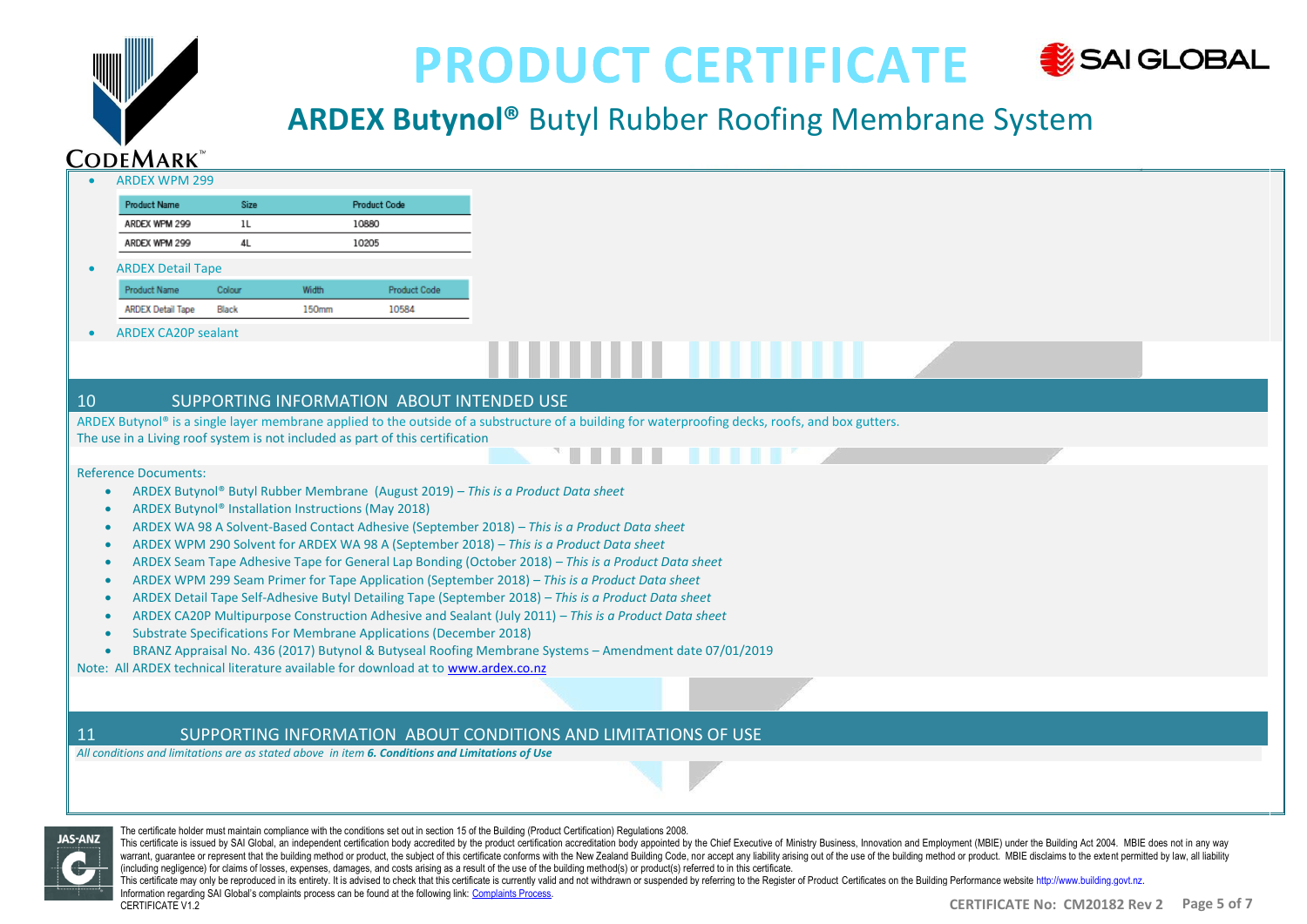- ARDEX WPM 299

| Product Name | Size | Product Code |
|---|---|---|
| ARDEX WPM 299 | 1L | 10880 |
| ARDEX WPM 299 | 4L | 10205 |

- ARDEX Detail Tape

| Product Name | Colour | Width | Product Code |
|---|---|---|---|
| ARDEX Detail Tape | Black | 150mm | 10584 |

- ARDEX CA20P sealant

## 10 SUPPORTING INFORMATION ABOUT INTENDED USE

ARDEX Butynol® is a single layer membrane applied to the outside of a substructure of a building for waterproofing decks, roofs, and box gutters.
The use in a Living roof system is not included as part of this certification

Reference Documents:

- ARDEX Butynol® Butyl Rubber Membrane (August 2019) – *This is a Product Data sheet*
- ARDEX Butynol® Installation Instructions (May 2018)
- ARDEX WA 98 A Solvent-Based Contact Adhesive (September 2018) – *This is a Product Data sheet*
- ARDEX WPM 290 Solvent for ARDEX WA 98 A (September 2018) – *This is a Product Data sheet*
- ARDEX Seam Tape Adhesive Tape for General Lap Bonding (October 2018) – *This is a Product Data sheet*
- ARDEX WPM 299 Seam Primer for Tape Application (September 2018) – *This is a Product Data sheet*
- ARDEX Detail Tape Self-Adhesive Butyl Detailing Tape (September 2018) – *This is a Product Data sheet*
- ARDEX CA20P Multipurpose Construction Adhesive and Sealant (July 2011) – *This is a Product Data sheet*
- Substrate Specifications For Membrane Applications (December 2018)
- BRANZ Appraisal No. 436 (2017) Butynol & Butyseal Roofing Membrane Systems – Amendment date 07/01/2019

Note: All ARDEX technical literature available for download at to [www.ardex.co.nz](www.ardex.co.nz)

## 11 SUPPORTING INFORMATION ABOUT CONDITIONS AND LIMITATIONS OF USE

*All conditions and limitations are as stated above in item **6. Conditions and Limitations of Use***

The certificate holder must maintain compliance with the conditions set out in section 15 of the Building (Product Certification) Regulations 2008.
This certificate is issued by SAI Global, an independent certification body accredited by the product certification accreditation body appointed by the Chief Executive of Ministry Business, Innovation and Employment (MBIE) under the Building Act 2004. MBIE does not in any way warrant, guarantee or represent that the building method or product, the subject of this certificate conforms with the New Zealand Building Code, nor accept any liability arising out of the use of the building method or product. MBIE disclaims to the extent permitted by law, all liability (including negligence) for claims of losses, expenses, damages, and costs arising as a result of the use of the building method(s) or product(s) referred to in this certificate.
This certificate may only be reproduced in its entirety. It is advised to check that this certificate is currently valid and not withdrawn or suspended by referring to the Register of Product Certificates on the Building Performance website http://www.building.govt.nz.
Information regarding SAI Global's complaints process can be found at the following link: Complaints Process.
CERTIFICATE V1.2

CERTIFICATE No: CM20182 Rev 2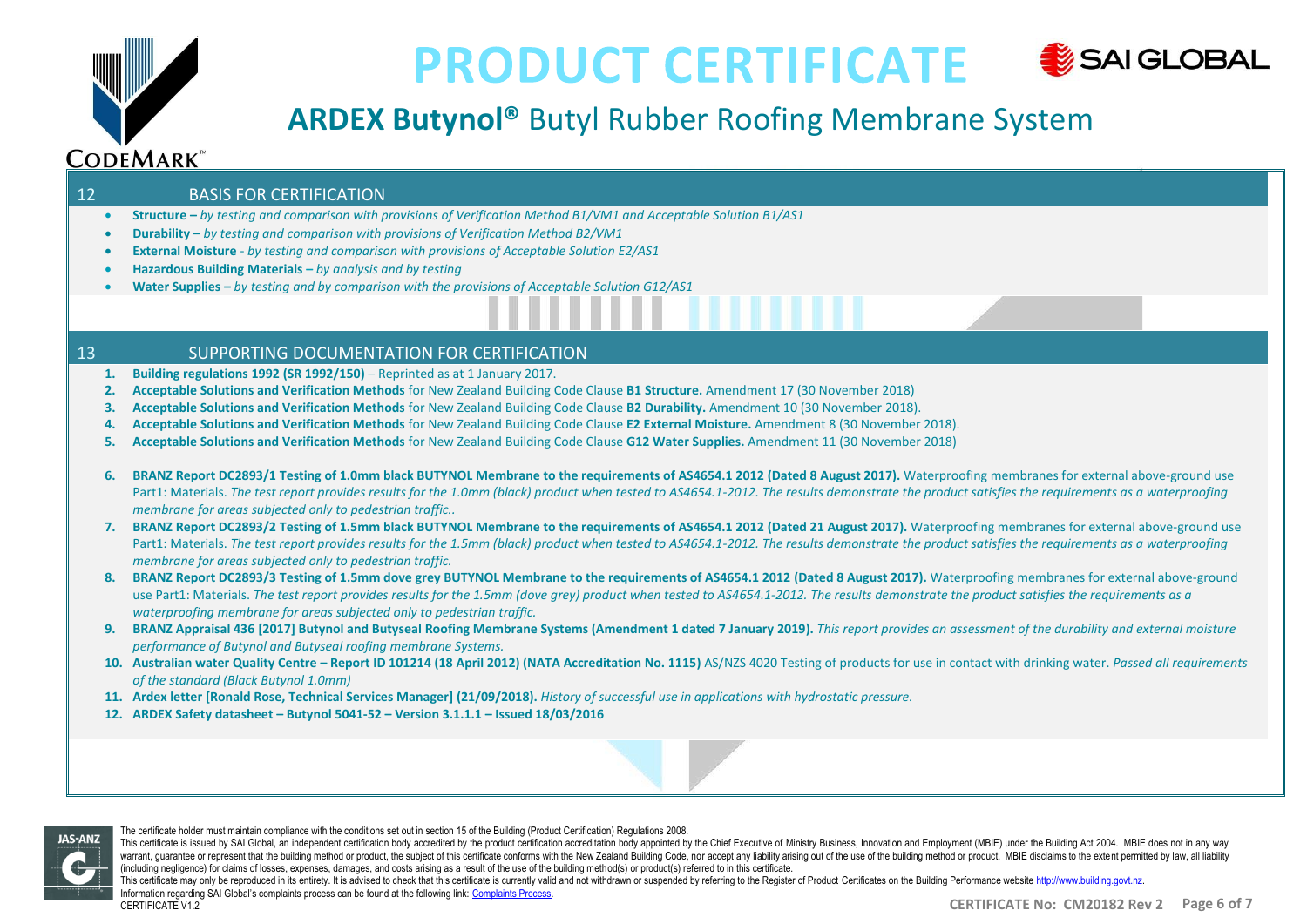# PRODUCT CERTIFICATE

## ARDEX Butynol® Butyl Rubber Roofing Membrane System

## 12 BASIS FOR CERTIFICATION

- **Structure –** *by testing and comparison with provisions of Verification Method B1/VM1 and Acceptable Solution B1/AS1*
- **Durability** *– by testing and comparison with provisions of Verification Method B2/VM1*
- **External Moisture** *- by testing and comparison with provisions of Acceptable Solution E2/AS1*
- **Hazardous Building Materials** *– by analysis and by testing*
- **Water Supplies –** *by testing and by comparison with the provisions of Acceptable Solution G12/AS1*

## 13 SUPPORTING DOCUMENTATION FOR CERTIFICATION

1. **Building regulations 1992 (SR 1992/150)** – Reprinted as at 1 January 2017.
2. **Acceptable Solutions and Verification Methods** for New Zealand Building Code Clause **B1 Structure.** Amendment 17 (30 November 2018)
3. **Acceptable Solutions and Verification Methods** for New Zealand Building Code Clause **B2 Durability.** Amendment 10 (30 November 2018).
4. **Acceptable Solutions and Verification Methods** for New Zealand Building Code Clause **E2 External Moisture.** Amendment 8 (30 November 2018).
5. **Acceptable Solutions and Verification Methods** for New Zealand Building Code Clause **G12 Water Supplies.** Amendment 11 (30 November 2018)
6. **BRANZ Report DC2893/1 Testing of 1.0mm black BUTYNOL Membrane to the requirements of AS4654.1 2012 (Dated 8 August 2017).** Waterproofing membranes for external above-ground use Part1: Materials. *The test report provides results for the 1.0mm (black) product when tested to AS4654.1-2012. The results demonstrate the product satisfies the requirements as a waterproofing membrane for areas subjected only to pedestrian traffic..*
7. **BRANZ Report DC2893/2 Testing of 1.5mm black BUTYNOL Membrane to the requirements of AS4654.1 2012 (Dated 21 August 2017).** Waterproofing membranes for external above-ground use Part1: Materials. *The test report provides results for the 1.5mm (black) product when tested to AS4654.1-2012. The results demonstrate the product satisfies the requirements as a waterproofing membrane for areas subjected only to pedestrian traffic.*
8. **BRANZ Report DC2893/3 Testing of 1.5mm dove grey BUTYNOL Membrane to the requirements of AS4654.1 2012 (Dated 8 August 2017).** Waterproofing membranes for external above-ground use Part1: Materials. *The test report provides results for the 1.5mm (dove grey) product when tested to AS4654.1-2012. The results demonstrate the product satisfies the requirements as a waterproofing membrane for areas subjected only to pedestrian traffic.*
9. **BRANZ Appraisal 436 [2017] Butynol and Butyseal Roofing Membrane Systems (Amendment 1 dated 7 January 2019).** *This report provides an assessment of the durability and external moisture performance of Butynol and Butyseal roofing membrane Systems.*
10. **Australian water Quality Centre – Report ID 101214 (18 April 2012) (NATA Accreditation No. 1115)** AS/NZS 4020 Testing of products for use in contact with drinking water. *Passed all requirements of the standard (Black Butynol 1.0mm)*
11. **Ardex letter [Ronald Rose, Technical Services Manager] (21/09/2018).** *History of successful use in applications with hydrostatic pressure.*
12. **ARDEX Safety datasheet – Butynol 5041-52 – Version 3.1.1.1 – Issued 18/03/2016**

The certificate holder must maintain compliance with the conditions set out in section 15 of the Building (Product Certification) Regulations 2008.

This certificate is issued by SAI Global, an independent certification body accredited by the product certification accreditation body appointed by the Chief Executive of Ministry Business, Innovation and Employment (MBIE) under the Building Act 2004. MBIE does not in any way warrant, guarantee or represent that the building method or product, the subject of this certificate conforms with the New Zealand Building Code, nor accept any liability arising out of the use of the building method or product. MBIE disclaims to the extent permitted by law, all liability (including negligence) for claims of losses, expenses, damages, and costs arising as a result of the use of the building method(s) or product(s) referred to in this certificate.

This certificate may only be reproduced in its entirety. It is advised to check that this certificate is currently valid and not withdrawn or suspended by referring to the Register of Product Certificates on the Building Performance website http://www.building.govt.nz.

Information regarding SAI Global's complaints process can be found at the following link: Complaints Process.

CERTIFICATE V1.2

CERTIFICATE No: CM20182 Rev 2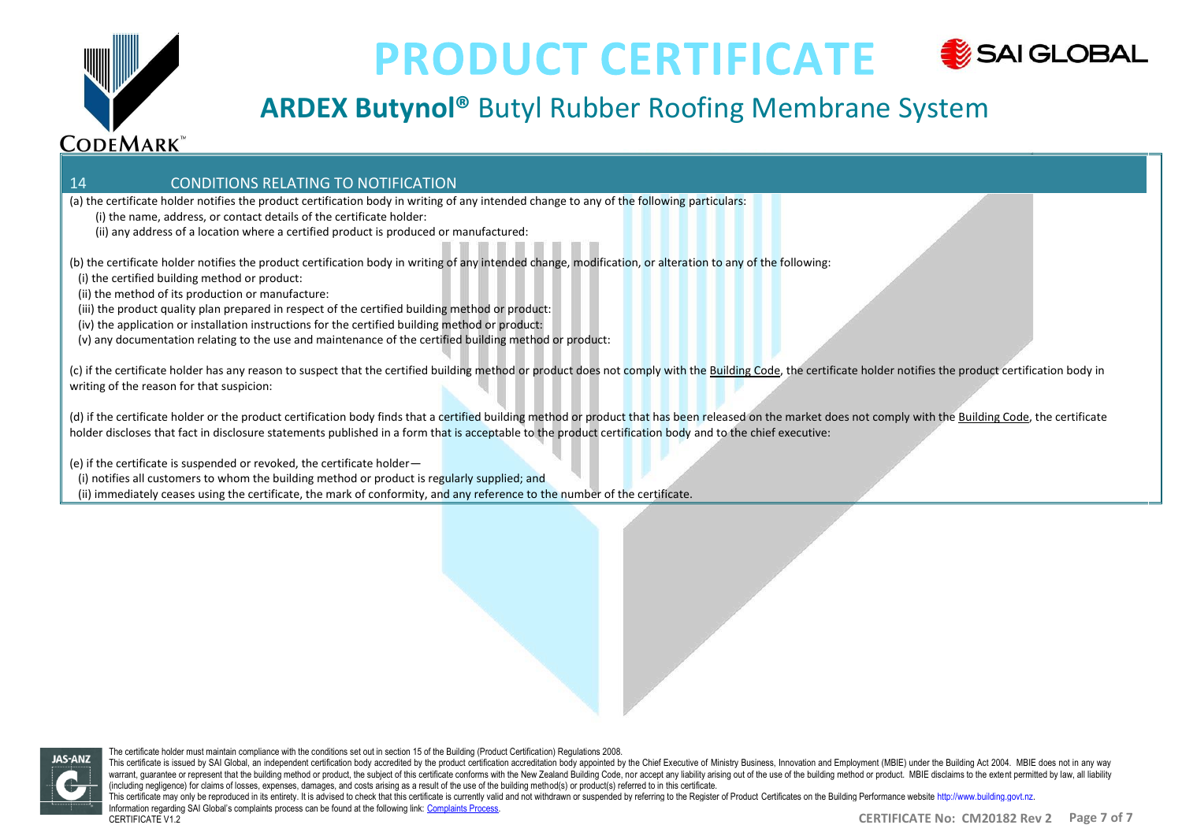## 14 CONDITIONS RELATING TO NOTIFICATION

(a) the certificate holder notifies the product certification body in writing of any intended change to any of the following particulars:

(i) the name, address, or contact details of the certificate holder:

(ii) any address of a location where a certified product is produced or manufactured:

(b) the certificate holder notifies the product certification body in writing of any intended change, modification, or alteration to any of the following:

(i) the certified building method or product:

(ii) the method of its production or manufacture:

(iii) the product quality plan prepared in respect of the certified building method or product:

(iv) the application or installation instructions for the certified building method or product:

(v) any documentation relating to the use and maintenance of the certified building method or product:

(c) if the certificate holder has any reason to suspect that the certified building method or product does not comply with the Building Code, the certificate holder notifies the product certification body in writing of the reason for that suspicion:

(d) if the certificate holder or the product certification body finds that a certified building method or product that has been released on the market does not comply with the Building Code, the certificate holder discloses that fact in disclosure statements published in a form that is acceptable to the product certification body and to the chief executive:

(e) if the certificate is suspended or revoked, the certificate holder—

(i) notifies all customers to whom the building method or product is regularly supplied; and

(ii) immediately ceases using the certificate, the mark of conformity, and any reference to the number of the certificate.

The certificate holder must maintain compliance with the conditions set out in section 15 of the Building (Product Certification) Regulations 2008.

This certificate is issued by SAI Global, an independent certification body accredited by the product certification accreditation body appointed by the Chief Executive of Ministry Business, Innovation and Employment (MBIE) under the Building Act 2004. MBIE does not in any way warrant, guarantee or represent that the building method or product, the subject of this certificate conforms with the New Zealand Building Code, nor accept any liability arising out of the use of the building method or product. MBIE disclaims to the extent permitted by law, all liability (including negligence) for claims of losses, expenses, damages, and costs arising as a result of the use of the building method(s) or product(s) referred to in this certificate.

This certificate may only be reproduced in its entirety. It is advised to check that this certificate is currently valid and not withdrawn or suspended by referring to the Register of Product Certificates on the Building Performance website http://www.building.govt.nz.

Information regarding SAI Global's complaints process can be found at the following link: Complaints Process.

CERTIFICATE V1.2

CERTIFICATE No: CM20182 Rev 2